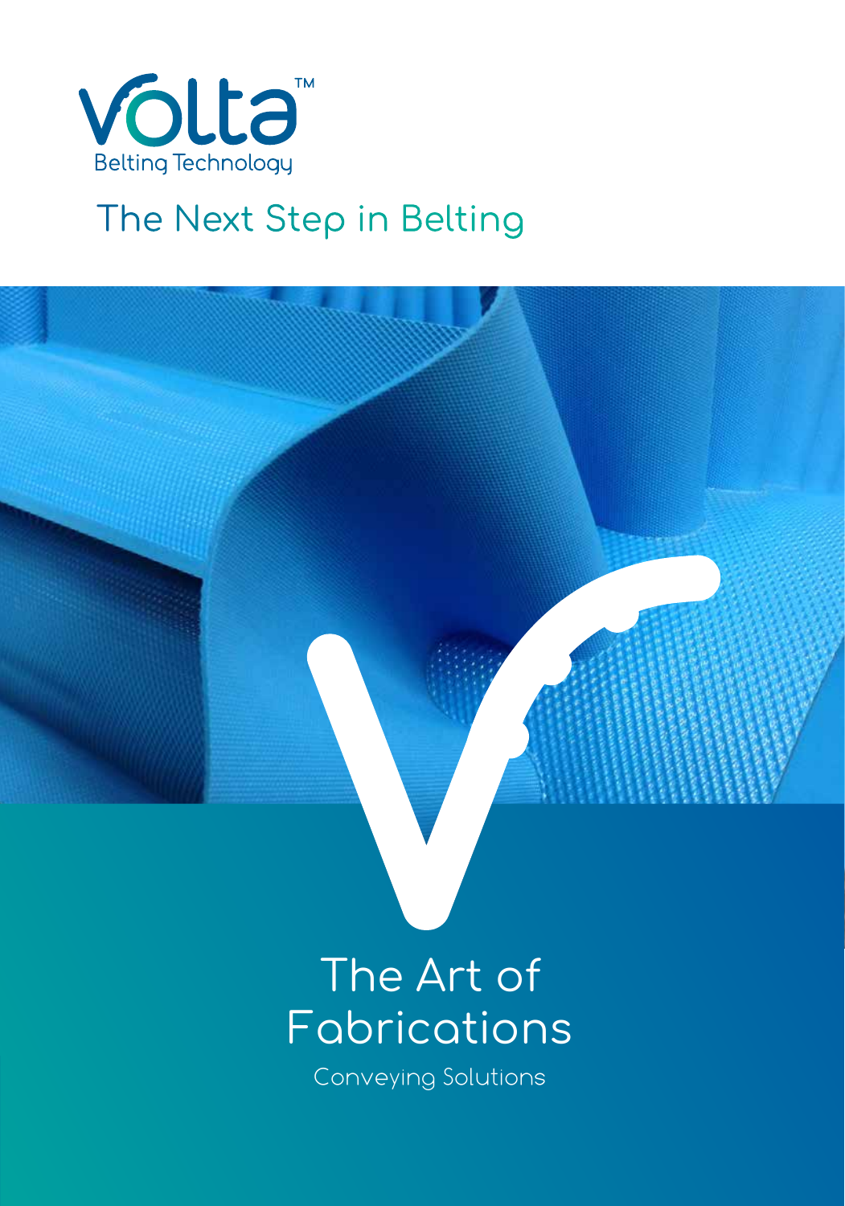Volta™

Belting Technology

## The Next Step in Belting

# The Art of Fabrications

Conveying Solutions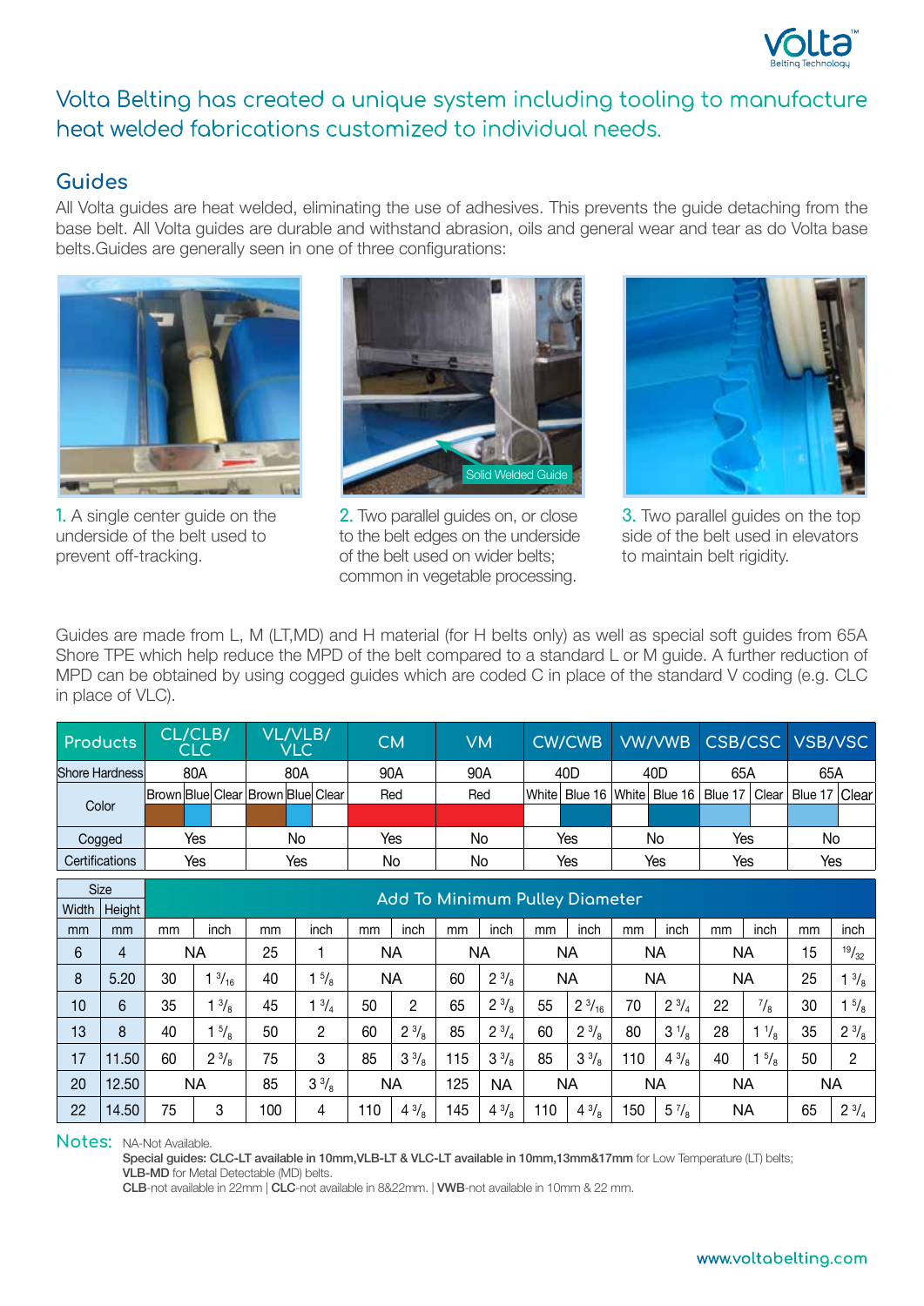# Volta Belting has created a unique system including tooling to manufacture heat welded fabrications customized to individual needs.

## Guides

All Volta guides are heat welded, eliminating the use of adhesives. This prevents the guide detaching from the base belt. All Volta guides are durable and withstand abrasion, oils and general wear and tear as do Volta base belts.Guides are generally seen in one of three configurations:

1. A single center guide on the underside of the belt used to prevent off-tracking.

Solid Welded Guide

2. Two parallel guides on, or close to the belt edges on the underside of the belt used on wider belts; common in vegetable processing.

3. Two parallel guides on the top side of the belt used in elevators to maintain belt rigidity.

Guides are made from L, M (LT,MD) and H material (for H belts only) as well as special soft guides from 65A Shore TPE which help reduce the MPD of the belt compared to a standard L or M guide. A further reduction of MPD can be obtained by using cogged guides which are coded C in place of the standard V coding (e.g. CLC in place of VLC).

| Products | CL/CLB/ CLC | | | VL/VLB/ VLC | | | CM | | VM | | CW/CWB | | VW/VWB | | CSB/CSC | | VSB/VSC | |
|---|---|---|---|---|---|---|---|---|---|---|---|---|---|---|---|---|---|---|
| Shore Hardness | 80A | | | 80A | | | 90A | | 90A | | 40D | | 40D | | 65A | | 65A | |
| Color | Brown | Blue | Clear | Brown | Blue | Clear | Red | | Red | | White | Blue 16 | White | Blue 16 | Blue 17 | Clear | Blue 17 | Clear |
| Cogged | Yes | | | No | | | Yes | | No | | Yes | | No | | Yes | | No | |
| Certifications | Yes | | | Yes | | | No | | No | | Yes | | Yes | | Yes | | Yes | |

| Size Width | Size Height | Add To Minimum Pulley Diameter | | | | | | | | | | | | | | | |
|---|---|---|---|---|---|---|---|---|---|---|---|---|---|---|---|---|---|
| mm | mm | mm | inch | mm | inch | mm | inch | mm | inch | mm | inch | mm | inch | mm | inch | mm | inch |
| 6 | 4 | NA | | 25 | 1 | NA | | NA | | NA | | NA | | NA | | 15 | 19/32 |
| 8 | 5.20 | 30 | 1 3/16 | 40 | 1 5/8 | NA | | 60 | 2 3/8 | NA | | NA | | NA | | 25 | 1 3/8 |
| 10 | 6 | 35 | 1 3/8 | 45 | 1 3/4 | 50 | 2 | 65 | 2 3/8 | 55 | 2 3/16 | 70 | 2 3/4 | 22 | 7/8 | 30 | 1 5/8 |
| 13 | 8 | 40 | 1 5/8 | 50 | 2 | 60 | 2 3/8 | 85 | 2 3/4 | 60 | 2 3/8 | 80 | 3 1/8 | 28 | 1 1/8 | 35 | 2 3/8 |
| 17 | 11.50 | 60 | 2 3/8 | 75 | 3 | 85 | 3 3/8 | 115 | 3 3/8 | 85 | 3 3/8 | 110 | 4 3/8 | 40 | 1 5/8 | 50 | 2 |
| 20 | 12.50 | NA | | 85 | 3 3/8 | NA | | 125 | NA | NA | | NA | | NA | | NA | |
| 22 | 14.50 | 75 | 3 | 100 | 4 | 110 | 4 3/8 | 145 | 4 3/8 | 110 | 4 3/8 | 150 | 5 7/8 | NA | | 65 | 2 3/4 |

**Notes:** NA-Not Available.

**Special guides: CLC-LT available in 10mm,VLB-LT & VLC-LT available in 10mm,13mm&17mm** for Low Temperature (LT) belts;
**VLB-MD** for Metal Detectable (MD) belts.
**CLB**-not available in 22mm | **CLC**-not available in 8&22mm. | **VWB**-not available in 10mm & 22 mm.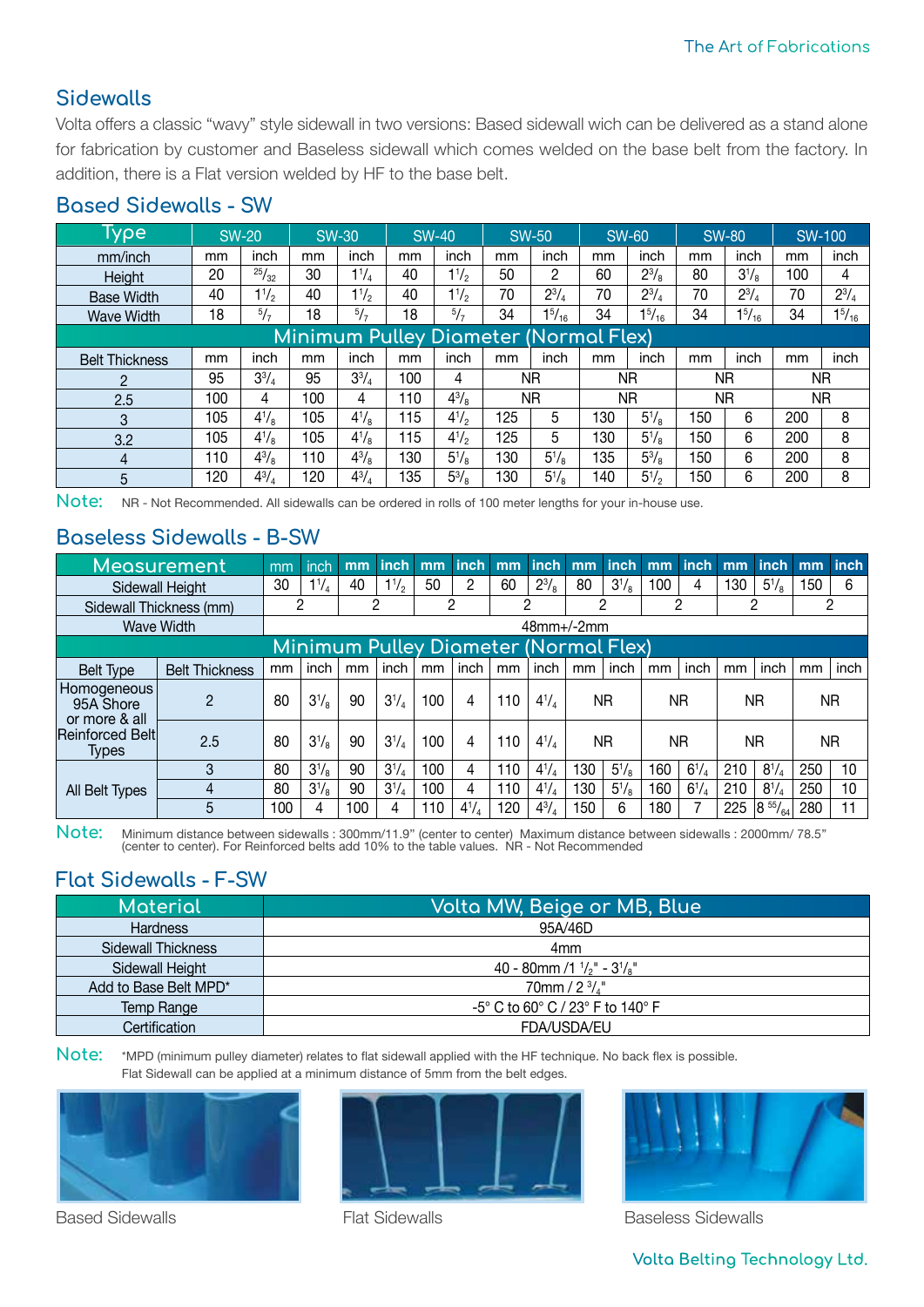## Sidewalls

Volta offers a classic "wavy" style sidewall in two versions: Based sidewall wich can be delivered as a stand alone for fabrication by customer and Baseless sidewall which comes welded on the base belt from the factory. In addition, there is a Flat version welded by HF to the base belt.

### Based Sidewalls - SW

| Type | SW-20 | | SW-30 | | SW-40 | | SW-50 | | SW-60 | | SW-80 | | SW-100 | |
|---|---|---|---|---|---|---|---|---|---|---|---|---|---|---|
| mm/inch | mm | inch | mm | inch | mm | inch | mm | inch | mm | inch | mm | inch | mm | inch |
| Height | 20 | 25/32 | 30 | 1 1/4 | 40 | 1 1/2 | 50 | 2 | 60 | 2 3/8 | 80 | 3 1/8 | 100 | 4 |
| Base Width | 40 | 1 1/2 | 40 | 1 1/2 | 40 | 1 1/2 | 70 | 2 3/4 | 70 | 2 3/4 | 70 | 2 3/4 | 70 | 2 3/4 |
| Wave Width | 18 | 5/7 | 18 | 5/7 | 18 | 5/7 | 34 | 1 5/16 | 34 | 1 5/16 | 34 | 1 5/16 | 34 | 1 5/16 |
| **Minimum Pulley Diameter (Normal Flex)** | | | | | | | | | | | | | | |
| Belt Thickness | mm | inch | mm | inch | mm | inch | mm | inch | mm | inch | mm | inch | mm | inch |
| 2 | 95 | 3 3/4 | 95 | 3 3/4 | 100 | 4 | NR | | NR | | NR | | NR | |
| 2.5 | 100 | 4 | 100 | 4 | 110 | 4 3/8 | NR | | NR | | NR | | NR | |
| 3 | 105 | 4 1/8 | 105 | 4 1/8 | 115 | 4 1/2 | 125 | 5 | 130 | 5 1/8 | 150 | 6 | 200 | 8 |
| 3.2 | 105 | 4 1/8 | 105 | 4 1/8 | 115 | 4 1/2 | 125 | 5 | 130 | 5 1/8 | 150 | 6 | 200 | 8 |
| 4 | 110 | 4 3/8 | 110 | 4 3/8 | 130 | 5 1/8 | 130 | 5 1/8 | 135 | 5 3/8 | 150 | 6 | 200 | 8 |
| 5 | 120 | 4 3/4 | 120 | 4 3/4 | 135 | 5 3/8 | 130 | 5 1/8 | 140 | 5 1/2 | 150 | 6 | 200 | 8 |

**Note:** NR - Not Recommended. All sidewalls can be ordered in rolls of 100 meter lengths for your in-house use.

### Baseless Sidewalls - B-SW

| Measurement | | mm | inch | mm | inch | mm | inch | mm | inch | mm | inch | mm | inch | mm | inch | mm | inch |
|---|---|---|---|---|---|---|---|---|---|---|---|---|---|---|---|---|---|
| Sidewall Height | | 30 | 1 1/4 | 40 | 1 1/2 | 50 | 2 | 60 | 2 3/8 | 80 | 3 1/8 | 100 | 4 | 130 | 5 1/8 | 150 | 6 |
| Sidewall Thickness (mm) | | 2 | | 2 | | 2 | | 2 | | 2 | | 2 | | 2 | | 2 | |
| Wave Width | | 48mm+/-2mm | | | | | | | | | | | | | | | |
| **Minimum Pulley Diameter (Normal Flex)** | | | | | | | | | | | | | | | | | |
| Belt Type | Belt Thickness | mm | inch | mm | inch | mm | inch | mm | inch | mm | inch | mm | inch | mm | inch | mm | inch |
| Homogeneous 95A Shore or more & all Reinforced Belt Types | 2 | 80 | 3 1/8 | 90 | 3 1/4 | 100 | 4 | 110 | 4 1/4 | NR | | NR | | NR | | NR | |
| | 2.5 | 80 | 3 1/8 | 90 | 3 1/4 | 100 | 4 | 110 | 4 1/4 | NR | | NR | | NR | | NR | |
| All Belt Types | 3 | 80 | 3 1/8 | 90 | 3 1/4 | 100 | 4 | 110 | 4 1/4 | 130 | 5 1/8 | 160 | 6 1/4 | 210 | 8 1/4 | 250 | 10 |
| | 4 | 80 | 3 1/8 | 90 | 3 1/4 | 100 | 4 | 110 | 4 1/4 | 130 | 5 1/8 | 160 | 6 1/4 | 210 | 8 1/4 | 250 | 10 |
| | 5 | 100 | 4 | 100 | 4 | 110 | 4 1/4 | 120 | 4 3/4 | 150 | 6 | 180 | 7 | 225 | 8 55/64 | 280 | 11 |

**Note:** Minimum distance between sidewalls : 300mm/11.9" (center to center) Maximum distance between sidewalls : 2000mm/ 78.5" (center to center). For Reinforced belts add 10% to the table values. NR - Not Recommended

### Flat Sidewalls - F-SW

| Material | Volta MW, Beige or MB, Blue |
|---|---|
| Hardness | 95A/46D |
| Sidewall Thickness | 4mm |
| Sidewall Height | 40 - 80mm /1 1/2" - 3 1/8" |
| Add to Base Belt MPD* | 70mm / 2 3/4" |
| Temp Range | -5° C to 60° C / 23° F to 140° F |
| Certification | FDA/USDA/EU |

**Note:** *MPD (minimum pulley diameter) relates to flat sidewall applied with the HF technique. No back flex is possible. Flat Sidewall can be applied at a minimum distance of 5mm from the belt edges.

Based Sidewalls

Flat Sidewalls

Baseless Sidewalls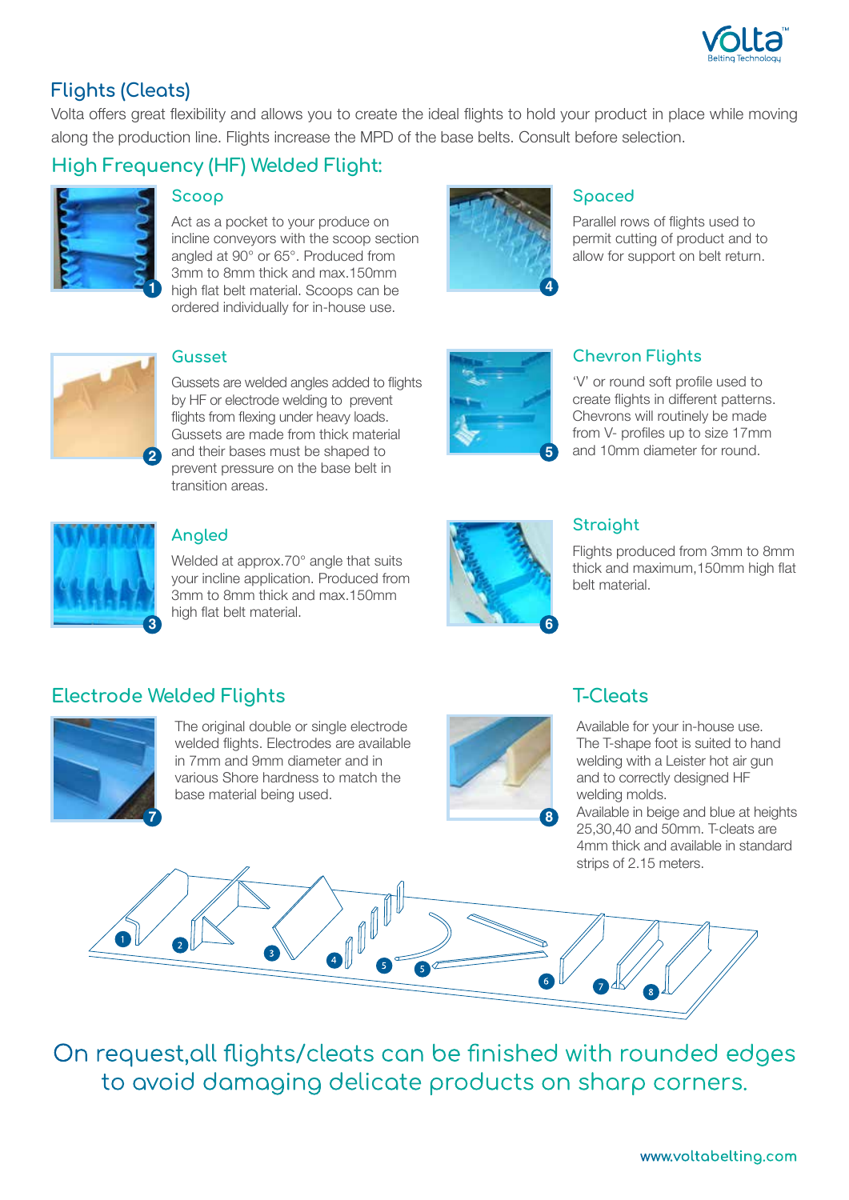## Flights (Cleats)

Volta offers great flexibility and allows you to create the ideal flights to hold your product in place while moving along the production line. Flights increase the MPD of the base belts. Consult before selection.

## High Frequency (HF) Welded Flight:

### Scoop

Act as a pocket to your produce on incline conveyors with the scoop section angled at 90° or 65°. Produced from 3mm to 8mm thick and max.150mm high flat belt material. Scoops can be ordered individually for in-house use.

### Spaced

Parallel rows of flights used to permit cutting of product and to allow for support on belt return.

### Gusset

Gussets are welded angles added to flights by HF or electrode welding to prevent flights from flexing under heavy loads. Gussets are made from thick material and their bases must be shaped to prevent pressure on the base belt in transition areas.

### Chevron Flights

'V' or round soft profile used to create flights in different patterns. Chevrons will routinely be made from V- profiles up to size 17mm and 10mm diameter for round.

### Angled

Welded at approx.70° angle that suits your incline application. Produced from 3mm to 8mm thick and max.150mm high flat belt material.

### Straight

Flights produced from 3mm to 8mm thick and maximum,150mm high flat belt material.

## Electrode Welded Flights

The original double or single electrode welded flights. Electrodes are available in 7mm and 9mm diameter and in various Shore hardness to match the base material being used.

## T-Cleats

Available for your in-house use. The T-shape foot is suited to hand welding with a Leister hot air gun and to correctly designed HF welding molds.
Available in beige and blue at heights 25,30,40 and 50mm. T-cleats are 4mm thick and available in standard strips of 2.15 meters.

**On request,all flights/cleats can be finished with rounded edges to avoid damaging delicate products on sharp corners.**

www.voltabelting.com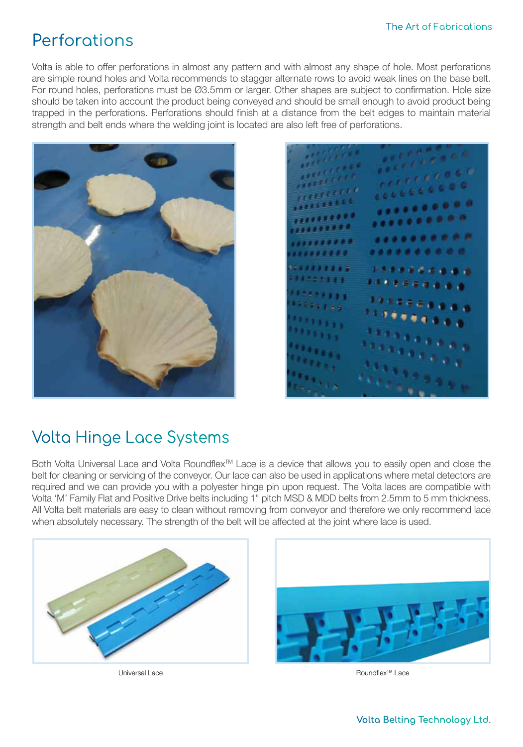# Perforations

Volta is able to offer perforations in almost any pattern and with almost any shape of hole. Most perforations are simple round holes and Volta recommends to stagger alternate rows to avoid weak lines on the base belt. For round holes, perforations must be Ø3.5mm or larger. Other shapes are subject to confirmation. Hole size should be taken into account the product being conveyed and should be small enough to avoid product being trapped in the perforations. Perforations should finish at a distance from the belt edges to maintain material strength and belt ends where the welding joint is located are also left free of perforations.

# Volta Hinge Lace Systems

Both Volta Universal Lace and Volta Roundflex™ Lace is a device that allows you to easily open and close the belt for cleaning or servicing of the conveyor. Our lace can also be used in applications where metal detectors are required and we can provide you with a polyester hinge pin upon request. The Volta laces are compatible with Volta 'M' Family Flat and Positive Drive belts including 1" pitch MSD & MDD belts from 2.5mm to 5 mm thickness. All Volta belt materials are easy to clean without removing from conveyor and therefore we only recommend lace when absolutely necessary. The strength of the belt will be affected at the joint where lace is used.

Universal Lace

Roundflex™ Lace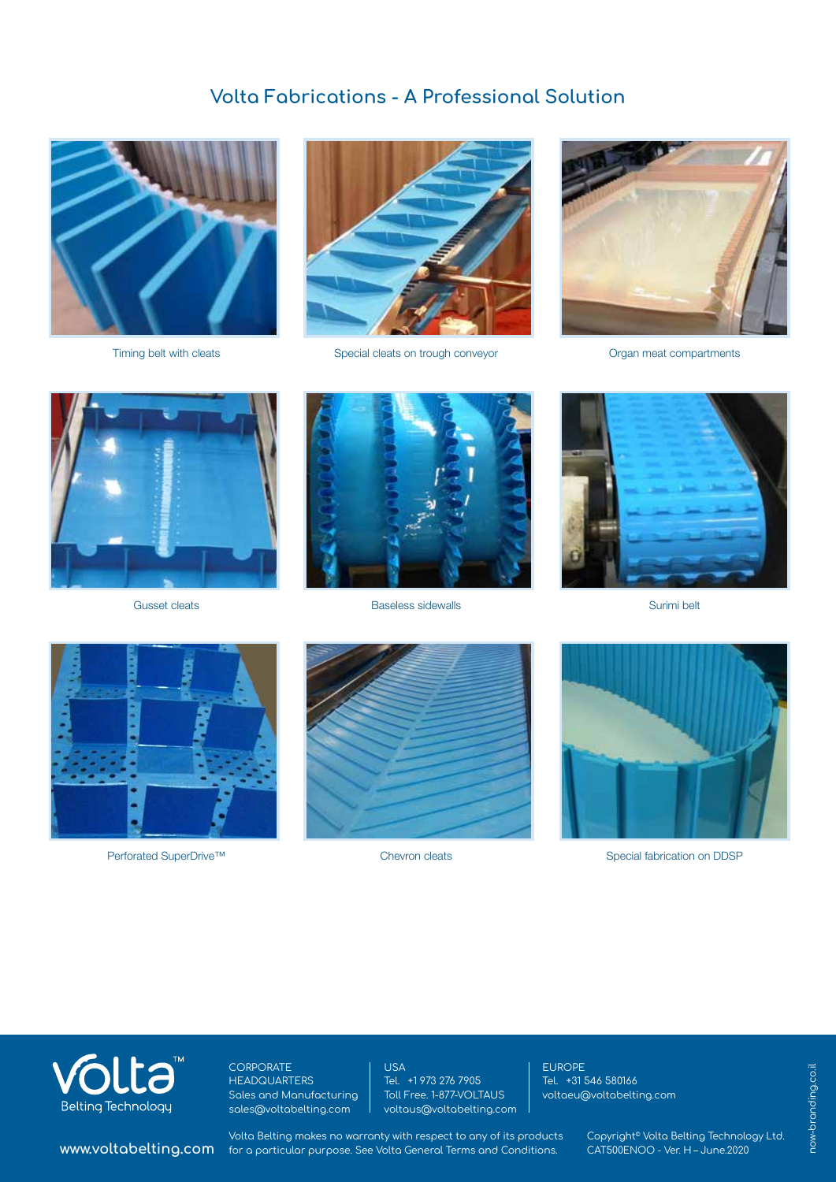## Volta Fabrications - A Professional Solution

Timing belt with cleats

Special cleats on trough conveyor

Organ meat compartments

Gusset cleats

Baseless sidewalls

Surimi belt

Perforated SuperDrive™

Chevron cleats

Special fabrication on DDSP

Volta™ Belting Technology

www.voltabelting.com

CORPORATE HEADQUARTERS
Sales and Manufacturing
sales@voltabelting.com

USA
Tel. +1 973 276 7905
Toll Free. 1-877-VOLTAUS
voltaus@voltabelting.com

EUROPE
Tel. +31 546 580166
voltaeu@voltabelting.com

Volta Belting makes no warranty with respect to any of its products for a particular purpose. See Volta General Terms and Conditions.

Copyright© Volta Belting Technology Ltd.
CAT500ENOO - Ver. H – June.2020

now-branding.co.il